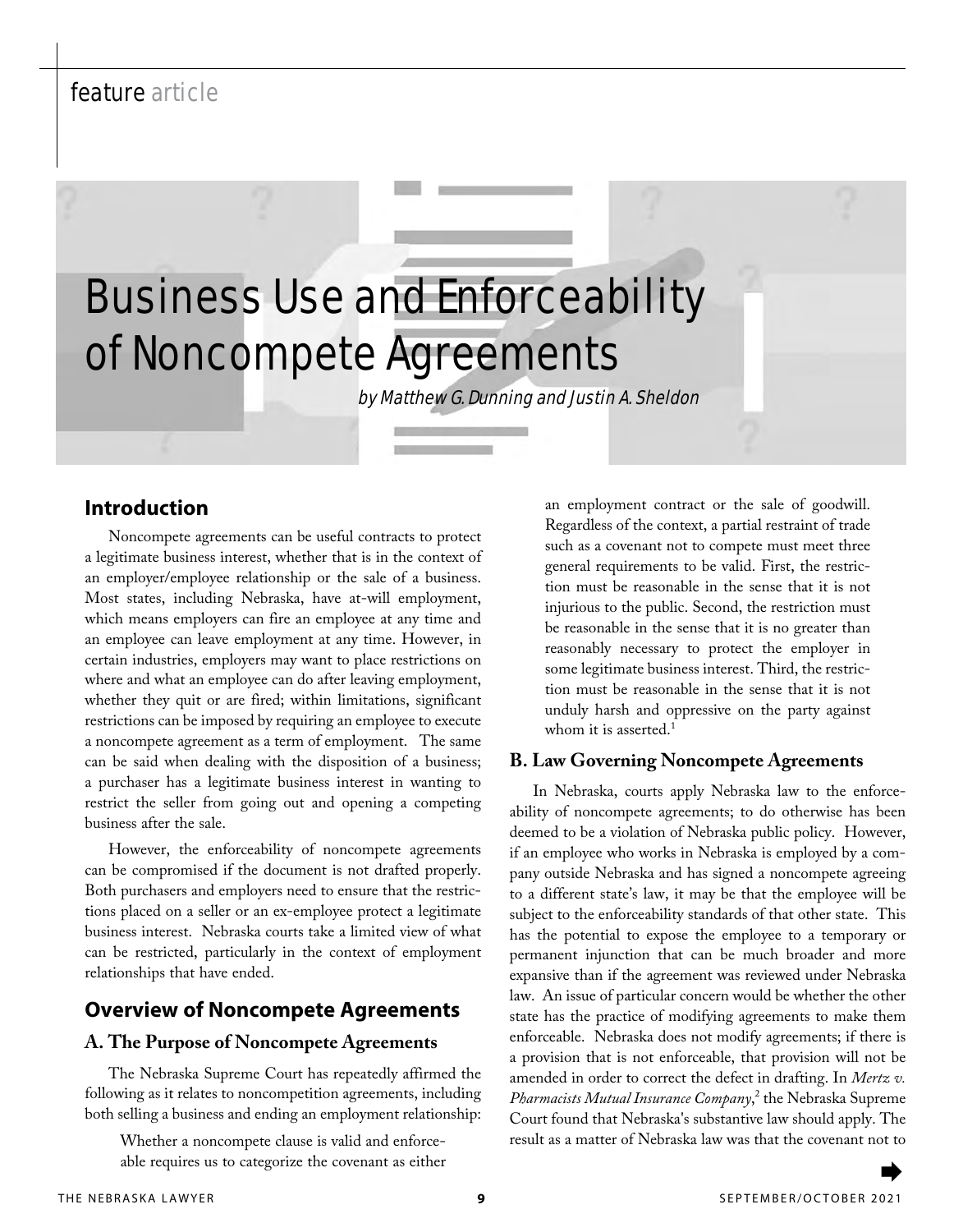feature article

# Business Use and Enforceability of Noncompete Agreements

*by Matthew G. Dunning and Justin A. Sheldon*

## Introduction

Noncompete agreements can be useful contracts to protect a legitimate business interest, whether that is in the context of an employer/employee relationship or the sale of a business. Most states, including Nebraska, have at-will employment, which means employers can fire an employee at any time and an employee can leave employment at any time. However, in certain industries, employers may want to place restrictions on where and what an employee can do after leaving employment, whether they quit or are fired; within limitations, significant restrictions can be imposed by requiring an employee to execute a noncompete agreement as a term of employment. The same can be said when dealing with the disposition of a business; a purchaser has a legitimate business interest in wanting to restrict the seller from going out and opening a competing business after the sale.

However, the enforceability of noncompete agreements can be compromised if the document is not drafted properly. Both purchasers and employers need to ensure that the restrictions placed on a seller or an ex-employee protect a legitimate business interest. Nebraska courts take a limited view of what can be restricted, particularly in the context of employment relationships that have ended.

## Overview of Noncompete Agreements

### A. The Purpose of Noncompete Agreements

The Nebraska Supreme Court has repeatedly affirmed the following as it relates to noncompetition agreements, including both selling a business and ending an employment relationship:

> Whether a noncompete clause is valid and enforceable requires us to categorize the covenant as either an employment contract or the sale of goodwill. Regardless of the context, a partial restraint of trade such as a covenant not to compete must meet three general requirements to be valid. First, the restriction must be reasonable in the sense that it is not injurious to the public. Second, the restriction must be reasonable in the sense that it is no greater than reasonably necessary to protect the employer in some legitimate business interest. Third, the restriction must be reasonable in the sense that it is not unduly harsh and oppressive on the party against whom it is asserted.[1]

### B. Law Governing Noncompete Agreements

In Nebraska, courts apply Nebraska law to the enforceability of noncompete agreements; to do otherwise has been deemed to be a violation of Nebraska public policy. However, if an employee who works in Nebraska is employed by a company outside Nebraska and has signed a noncompete agreeing to a different state's law, it may be that the employee will be subject to the enforceability standards of that other state. This has the potential to expose the employee to a temporary or permanent injunction that can be much broader and more expansive than if the agreement was reviewed under Nebraska law. An issue of particular concern would be whether the other state has the practice of modifying agreements to make them enforceable. Nebraska does not modify agreements; if there is a provision that is not enforceable, that provision will not be amended in order to correct the defect in drafting. In *Mertz v. Pharmacists Mutual Insurance Company*,[2] the Nebraska Supreme Court found that Nebraska's substantive law should apply. The result as a matter of Nebraska law was that the covenant not to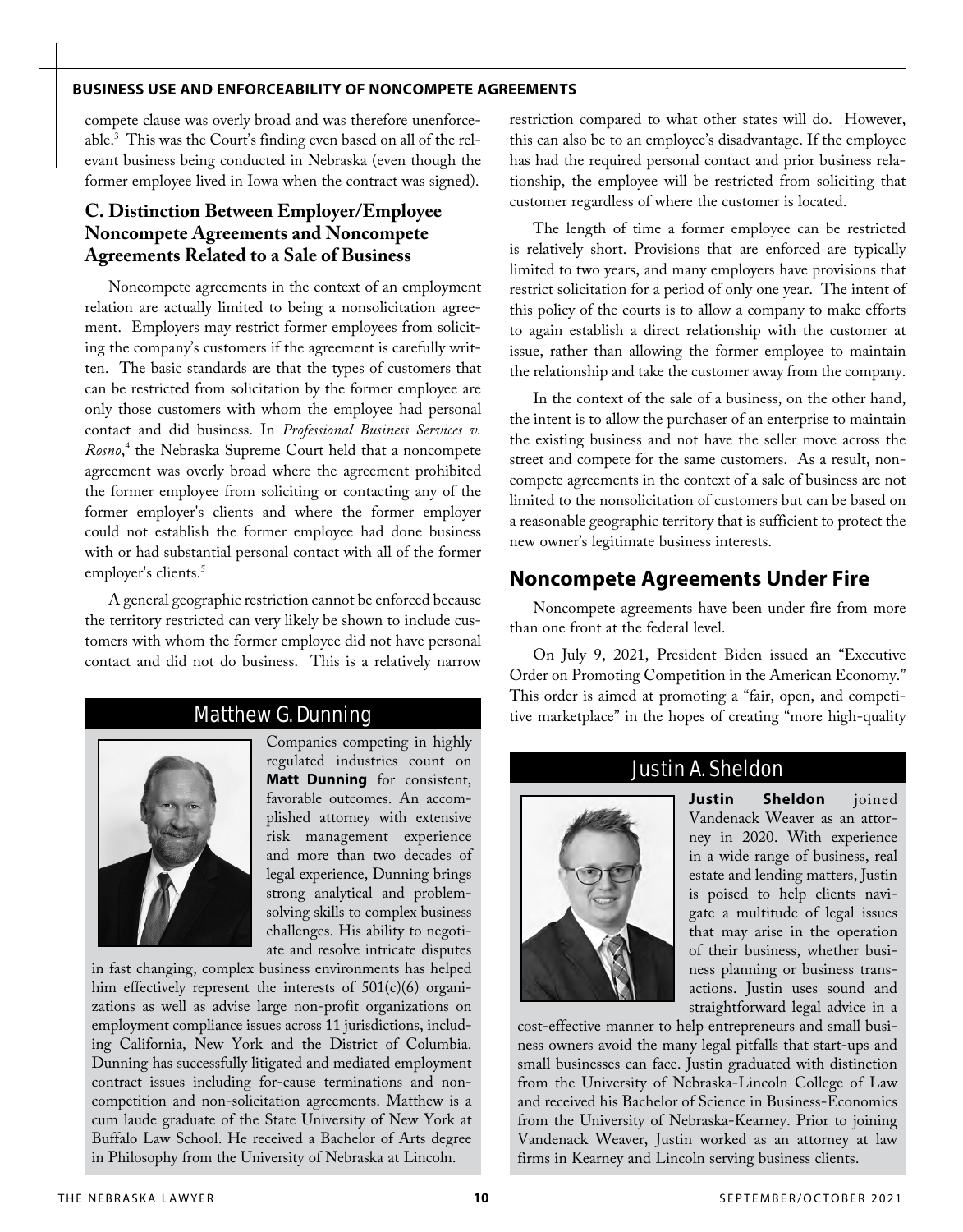compete clause was overly broad and was therefore unenforceable.[3] This was the Court's finding even based on all of the relevant business being conducted in Nebraska (even though the former employee lived in Iowa when the contract was signed).

### C. Distinction Between Employer/Employee Noncompete Agreements and Noncompete Agreements Related to a Sale of Business

Noncompete agreements in the context of an employment relation are actually limited to being a nonsolicitation agreement. Employers may restrict former employees from soliciting the company's customers if the agreement is carefully written. The basic standards are that the types of customers that can be restricted from solicitation by the former employee are only those customers with whom the employee had personal contact and did business. In *Professional Business Services v. Rosno*,[4] the Nebraska Supreme Court held that a noncompete agreement was overly broad where the agreement prohibited the former employee from soliciting or contacting any of the former employer's clients and where the former employer could not establish the former employee had done business with or had substantial personal contact with all of the former employer's clients.[5]

A general geographic restriction cannot be enforced because the territory restricted can very likely be shown to include customers with whom the former employee did not have personal contact and did not do business. This is a relatively narrow restriction compared to what other states will do. However, this can also be to an employee's disadvantage. If the employee has had the required personal contact and prior business relationship, the employee will be restricted from soliciting that customer regardless of where the customer is located.

The length of time a former employee can be restricted is relatively short. Provisions that are enforced are typically limited to two years, and many employers have provisions that restrict solicitation for a period of only one year. The intent of this policy of the courts is to allow a company to make efforts to again establish a direct relationship with the customer at issue, rather than allowing the former employee to maintain the relationship and take the customer away from the company.

In the context of the sale of a business, on the other hand, the intent is to allow the purchaser of an enterprise to maintain the existing business and not have the seller move across the street and compete for the same customers. As a result, noncompete agreements in the context of a sale of business are not limited to the nonsolicitation of customers but can be based on a reasonable geographic territory that is sufficient to protect the new owner's legitimate business interests.

## Noncompete Agreements Under Fire

Noncompete agreements have been under fire from more than one front at the federal level.

On July 9, 2021, President Biden issued an "Executive Order on Promoting Competition in the American Economy." This order is aimed at promoting a "fair, open, and competitive marketplace" in the hopes of creating "more high-quality

---

### Matthew G. Dunning

Companies competing in highly regulated industries count on **Matt Dunning** for consistent, favorable outcomes. An accomplished attorney with extensive risk management experience and more than two decades of legal experience, Dunning brings strong analytical and problem-solving skills to complex business challenges. His ability to negotiate and resolve intricate disputes in fast changing, complex business environments has helped him effectively represent the interests of 501(c)(6) organizations as well as advise large non-profit organizations on employment compliance issues across 11 jurisdictions, including California, New York and the District of Columbia. Dunning has successfully litigated and mediated employment contract issues including for-cause terminations and non-competition and non-solicitation agreements. Matthew is a cum laude graduate of the State University of New York at Buffalo Law School. He received a Bachelor of Arts degree in Philosophy from the University of Nebraska at Lincoln.

---

### Justin A. Sheldon

**Justin Sheldon** joined Vandenack Weaver as an attorney in 2020. With experience in a wide range of business, real estate and lending matters, Justin is poised to help clients navigate a multitude of legal issues that may arise in the operation of their business, whether business planning or business transactions. Justin uses sound and straightforward legal advice in a cost-effective manner to help entrepreneurs and small business owners avoid the many legal pitfalls that start-ups and small businesses can face. Justin graduated with distinction from the University of Nebraska-Lincoln College of Law and received his Bachelor of Science in Business-Economics from the University of Nebraska-Kearney. Prior to joining Vandenack Weaver, Justin worked as an attorney at law firms in Kearney and Lincoln serving business clients.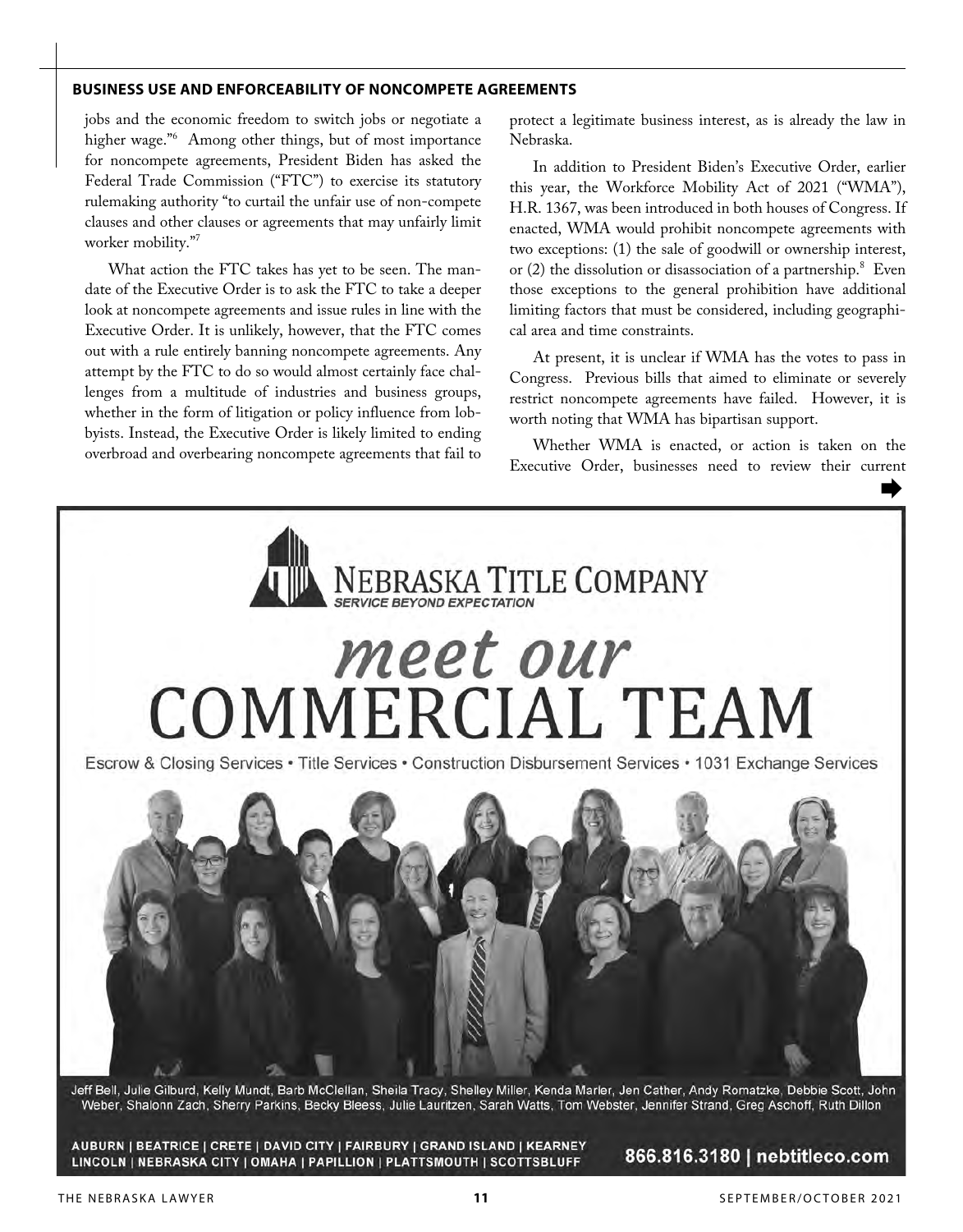jobs and the economic freedom to switch jobs or negotiate a higher wage."[6] Among other things, but of most importance for noncompete agreements, President Biden has asked the Federal Trade Commission ("FTC") to exercise its statutory rulemaking authority "to curtail the unfair use of non-compete clauses and other clauses or agreements that may unfairly limit worker mobility."[7]

What action the FTC takes has yet to be seen. The mandate of the Executive Order is to ask the FTC to take a deeper look at noncompete agreements and issue rules in line with the Executive Order. It is unlikely, however, that the FTC comes out with a rule entirely banning noncompete agreements. Any attempt by the FTC to do so would almost certainly face challenges from a multitude of industries and business groups, whether in the form of litigation or policy influence from lobbyists. Instead, the Executive Order is likely limited to ending overbroad and overbearing noncompete agreements that fail to protect a legitimate business interest, as is already the law in Nebraska.

In addition to President Biden's Executive Order, earlier this year, the Workforce Mobility Act of 2021 ("WMA"), H.R. 1367, was been introduced in both houses of Congress. If enacted, WMA would prohibit noncompete agreements with two exceptions: (1) the sale of goodwill or ownership interest, or (2) the dissolution or disassociation of a partnership.[8] Even those exceptions to the general prohibition have additional limiting factors that must be considered, including geographical area and time constraints.

At present, it is unclear if WMA has the votes to pass in Congress. Previous bills that aimed to eliminate or severely restrict noncompete agreements have failed. However, it is worth noting that WMA has bipartisan support.

Whether WMA is enacted, or action is taken on the Executive Order, businesses need to review their current ➡

**NEBRASKA TITLE COMPANY**
*SERVICE BEYOND EXPECTATION*

*meet our*
**COMMERCIAL TEAM**

Escrow & Closing Services • Title Services • Construction Disbursement Services • 1031 Exchange Services

Jeff Bell, Julie Gilburd, Kelly Mundt, Barb McClellan, Sheila Tracy, Shelley Miller, Kenda Marler, Jen Cather, Andy Romatzke, Debbie Scott, John Weber, Shalonn Zach, Sherry Parkins, Becky Bleess, Julie Lauritzen, Sarah Watts, Tom Webster, Jennifer Strand, Greg Aschoff, Ruth Dillon

AUBURN | BEATRICE | CRETE | DAVID CITY | FAIRBURY | GRAND ISLAND | KEARNEY
LINCOLN | NEBRASKA CITY | OMAHA | PAPILLION | PLATTSMOUTH | SCOTTSBLUFF

866.816.3180 | nebtitleco.com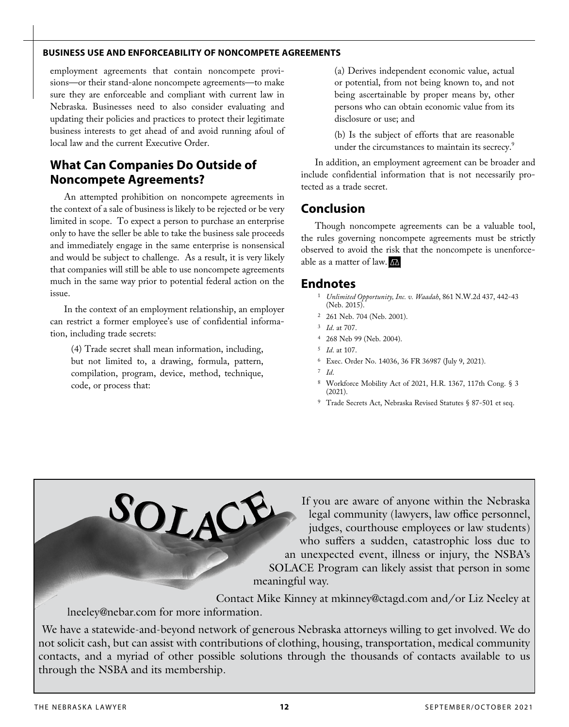employment agreements that contain noncompete provisions—or their stand-alone noncompete agreements—to make sure they are enforceable and compliant with current law in Nebraska. Businesses need to also consider evaluating and updating their policies and practices to protect their legitimate business interests to get ahead of and avoid running afoul of local law and the current Executive Order.

## What Can Companies Do Outside of Noncompete Agreements?

An attempted prohibition on noncompete agreements in the context of a sale of business is likely to be rejected or be very limited in scope. To expect a person to purchase an enterprise only to have the seller be able to take the business sale proceeds and immediately engage in the same enterprise is nonsensical and would be subject to challenge. As a result, it is very likely that companies will still be able to use noncompete agreements much in the same way prior to potential federal action on the issue.

In the context of an employment relationship, an employer can restrict a former employee's use of confidential information, including trade secrets:

> (4) Trade secret shall mean information, including, but not limited to, a drawing, formula, pattern, compilation, program, device, method, technique, code, or process that:
>
> (a) Derives independent economic value, actual or potential, from not being known to, and not being ascertainable by proper means by, other persons who can obtain economic value from its disclosure or use; and
>
> (b) Is the subject of efforts that are reasonable under the circumstances to maintain its secrecy.[9]

In addition, an employment agreement can be broader and include confidential information that is not necessarily protected as a trade secret.

## Conclusion

Though noncompete agreements can be a valuable tool, the rules governing noncompete agreements must be strictly observed to avoid the risk that the noncompete is unenforceable as a matter of law.

## Endnotes

1. *Unlimited Opportunity, Inc. v. Waadah*, 861 N.W.2d 437, 442-43 (Neb. 2015).
2. 261 Neb. 704 (Neb. 2001).
3. *Id*. at 707.
4. 268 Neb 99 (Neb. 2004).
5. *Id*. at 107.
6. Exec. Order No. 14036, 36 FR 36987 (July 9, 2021).
7. *Id*.
8. Workforce Mobility Act of 2021, H.R. 1367, 117th Cong. § 3 (2021).
9. Trade Secrets Act, Nebraska Revised Statutes § 87-501 et seq.

---

**SOLACE**

If you are aware of anyone within the Nebraska legal community (lawyers, law office personnel, judges, courthouse employees or law students) who suffers a sudden, catastrophic loss due to an unexpected event, illness or injury, the NSBA's SOLACE Program can likely assist that person in some meaningful way.

Contact Mike Kinney at mkinney@ctagd.com and/or Liz Neeley at lneeley@nebar.com for more information.

We have a statewide-and-beyond network of generous Nebraska attorneys willing to get involved. We do not solicit cash, but can assist with contributions of clothing, housing, transportation, medical community contacts, and a myriad of other possible solutions through the thousands of contacts available to us through the NSBA and its membership.